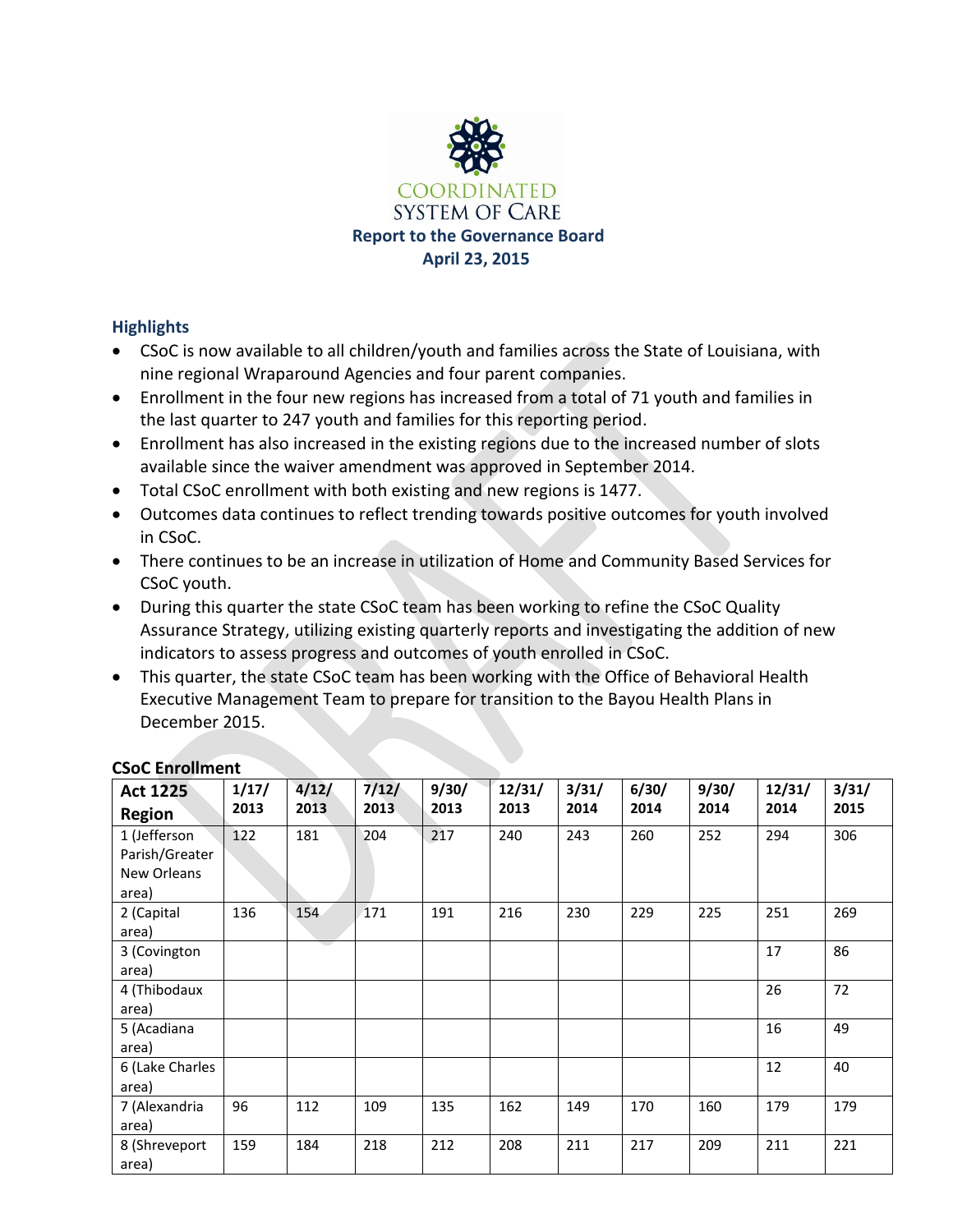COORDINATED SYSTEM OF CARE

**Report to the Governance Board**
**April 23, 2015**

## Highlights

- CSoC is now available to all children/youth and families across the State of Louisiana, with nine regional Wraparound Agencies and four parent companies.
- Enrollment in the four new regions has increased from a total of 71 youth and families in the last quarter to 247 youth and families for this reporting period.
- Enrollment has also increased in the existing regions due to the increased number of slots available since the waiver amendment was approved in September 2014.
- Total CSoC enrollment with both existing and new regions is 1477.
- Outcomes data continues to reflect trending towards positive outcomes for youth involved in CSoC.
- There continues to be an increase in utilization of Home and Community Based Services for CSoC youth.
- During this quarter the state CSoC team has been working to refine the CSoC Quality Assurance Strategy, utilizing existing quarterly reports and investigating the addition of new indicators to assess progress and outcomes of youth enrolled in CSoC.
- This quarter, the state CSoC team has been working with the Office of Behavioral Health Executive Management Team to prepare for transition to the Bayou Health Plans in December 2015.

## CSoC Enrollment

| Act 1225 Region | 1/17/ 2013 | 4/12/ 2013 | 7/12/ 2013 | 9/30/ 2013 | 12/31/ 2013 | 3/31/ 2014 | 6/30/ 2014 | 9/30/ 2014 | 12/31/ 2014 | 3/31/ 2015 |
|---|---|---|---|---|---|---|---|---|---|---|
| 1 (Jefferson Parish/Greater New Orleans area) | 122 | 181 | 204 | 217 | 240 | 243 | 260 | 252 | 294 | 306 |
| 2 (Capital area) | 136 | 154 | 171 | 191 | 216 | 230 | 229 | 225 | 251 | 269 |
| 3 (Covington area) | | | | | | | | | 17 | 86 |
| 4 (Thibodaux area) | | | | | | | | | 26 | 72 |
| 5 (Acadiana area) | | | | | | | | | 16 | 49 |
| 6 (Lake Charles area) | | | | | | | | | 12 | 40 |
| 7 (Alexandria area) | 96 | 112 | 109 | 135 | 162 | 149 | 170 | 160 | 179 | 179 |
| 8 (Shreveport area) | 159 | 184 | 218 | 212 | 208 | 211 | 217 | 209 | 211 | 221 |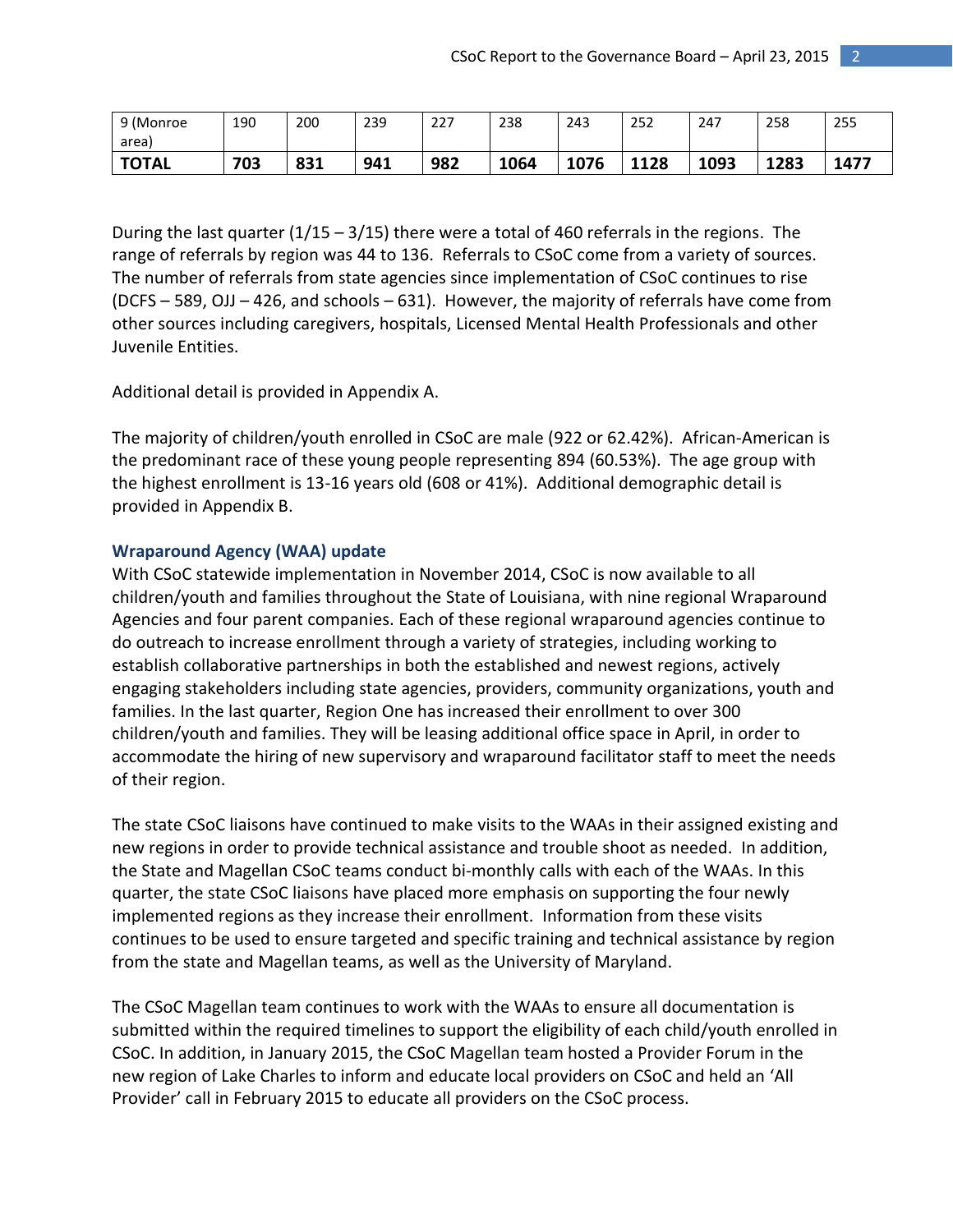| 9 (Monroe area) | 190 | 200 | 239 | 227 | 238 | 243 | 252 | 247 | 258 | 255 |
|---|---|---|---|---|---|---|---|---|---|---|
| **TOTAL** | **703** | **831** | **941** | **982** | **1064** | **1076** | **1128** | **1093** | **1283** | **1477** |

During the last quarter (1/15 – 3/15) there were a total of 460 referrals in the regions. The range of referrals by region was 44 to 136. Referrals to CSoC come from a variety of sources. The number of referrals from state agencies since implementation of CSoC continues to rise (DCFS – 589, OJJ – 426, and schools – 631). However, the majority of referrals have come from other sources including caregivers, hospitals, Licensed Mental Health Professionals and other Juvenile Entities.

Additional detail is provided in Appendix A.

The majority of children/youth enrolled in CSoC are male (922 or 62.42%). African-American is the predominant race of these young people representing 894 (60.53%). The age group with the highest enrollment is 13-16 years old (608 or 41%). Additional demographic detail is provided in Appendix B.

### Wraparound Agency (WAA) update

With CSoC statewide implementation in November 2014, CSoC is now available to all children/youth and families throughout the State of Louisiana, with nine regional Wraparound Agencies and four parent companies. Each of these regional wraparound agencies continue to do outreach to increase enrollment through a variety of strategies, including working to establish collaborative partnerships in both the established and newest regions, actively engaging stakeholders including state agencies, providers, community organizations, youth and families. In the last quarter, Region One has increased their enrollment to over 300 children/youth and families. They will be leasing additional office space in April, in order to accommodate the hiring of new supervisory and wraparound facilitator staff to meet the needs of their region.

The state CSoC liaisons have continued to make visits to the WAAs in their assigned existing and new regions in order to provide technical assistance and trouble shoot as needed. In addition, the State and Magellan CSoC teams conduct bi-monthly calls with each of the WAAs. In this quarter, the state CSoC liaisons have placed more emphasis on supporting the four newly implemented regions as they increase their enrollment. Information from these visits continues to be used to ensure targeted and specific training and technical assistance by region from the state and Magellan teams, as well as the University of Maryland.

The CSoC Magellan team continues to work with the WAAs to ensure all documentation is submitted within the required timelines to support the eligibility of each child/youth enrolled in CSoC. In addition, in January 2015, the CSoC Magellan team hosted a Provider Forum in the new region of Lake Charles to inform and educate local providers on CSoC and held an 'All Provider' call in February 2015 to educate all providers on the CSoC process.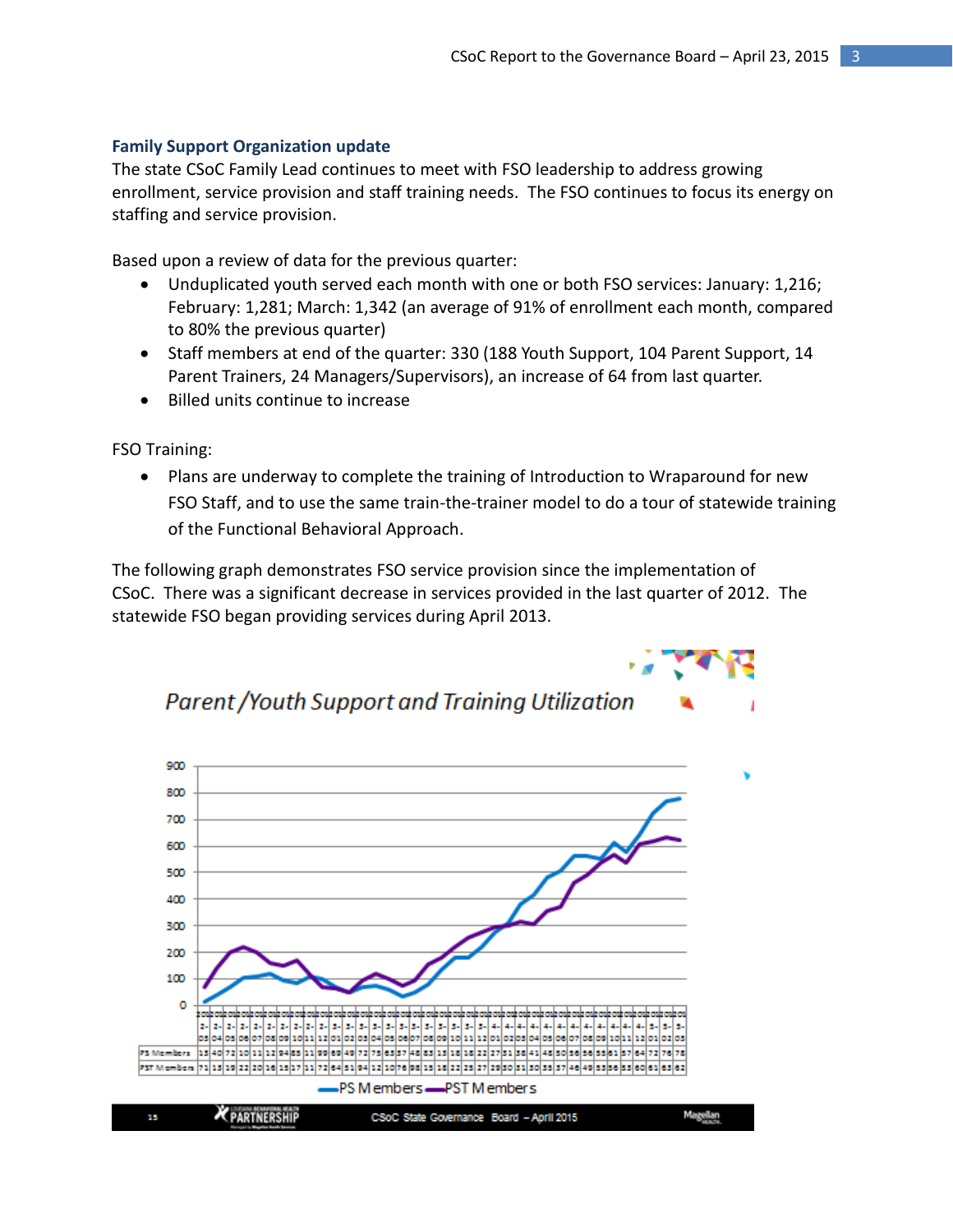### Family Support Organization update

The state CSoC Family Lead continues to meet with FSO leadership to address growing enrollment, service provision and staff training needs. The FSO continues to focus its energy on staffing and service provision.

Based upon a review of data for the previous quarter:

- Unduplicated youth served each month with one or both FSO services: January: 1,216; February: 1,281; March: 1,342 (an average of 91% of enrollment each month, compared to 80% the previous quarter)
- Staff members at end of the quarter: 330 (188 Youth Support, 104 Parent Support, 14 Parent Trainers, 24 Managers/Supervisors), an increase of 64 from last quarter.
- Billed units continue to increase

FSO Training:

- Plans are underway to complete the training of Introduction to Wraparound for new FSO Staff, and to use the same train-the-trainer model to do a tour of statewide training of the Functional Behavioral Approach.

The following graph demonstrates FSO service provision since the implementation of CSoC. There was a significant decrease in services provided in the last quarter of 2012. The statewide FSO began providing services during April 2013.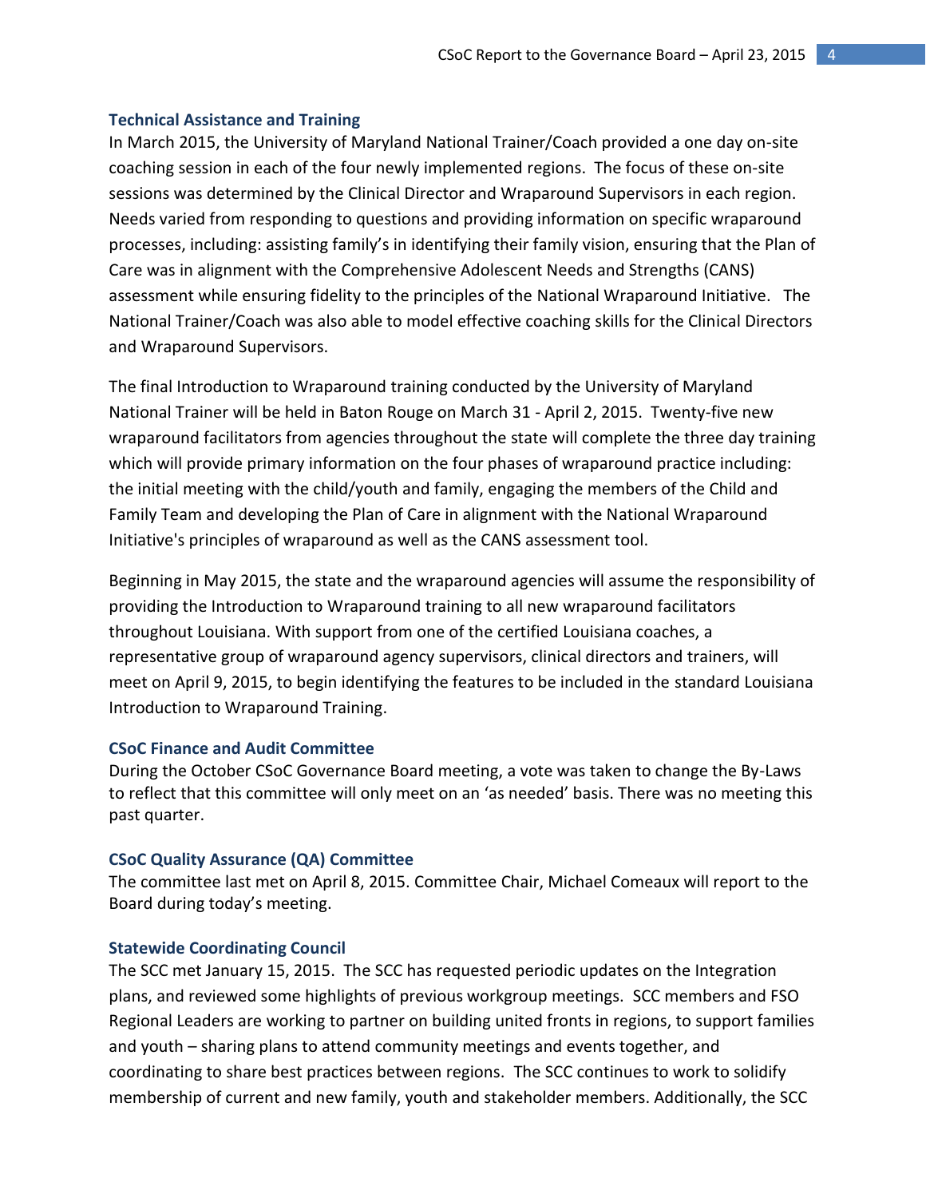### Technical Assistance and Training

In March 2015, the University of Maryland National Trainer/Coach provided a one day on-site coaching session in each of the four newly implemented regions. The focus of these on-site sessions was determined by the Clinical Director and Wraparound Supervisors in each region. Needs varied from responding to questions and providing information on specific wraparound processes, including: assisting family's in identifying their family vision, ensuring that the Plan of Care was in alignment with the Comprehensive Adolescent Needs and Strengths (CANS) assessment while ensuring fidelity to the principles of the National Wraparound Initiative. The National Trainer/Coach was also able to model effective coaching skills for the Clinical Directors and Wraparound Supervisors.

The final Introduction to Wraparound training conducted by the University of Maryland National Trainer will be held in Baton Rouge on March 31 - April 2, 2015. Twenty-five new wraparound facilitators from agencies throughout the state will complete the three day training which will provide primary information on the four phases of wraparound practice including: the initial meeting with the child/youth and family, engaging the members of the Child and Family Team and developing the Plan of Care in alignment with the National Wraparound Initiative's principles of wraparound as well as the CANS assessment tool.

Beginning in May 2015, the state and the wraparound agencies will assume the responsibility of providing the Introduction to Wraparound training to all new wraparound facilitators throughout Louisiana. With support from one of the certified Louisiana coaches, a representative group of wraparound agency supervisors, clinical directors and trainers, will meet on April 9, 2015, to begin identifying the features to be included in the standard Louisiana Introduction to Wraparound Training.

### CSoC Finance and Audit Committee

During the October CSoC Governance Board meeting, a vote was taken to change the By-Laws to reflect that this committee will only meet on an 'as needed' basis. There was no meeting this past quarter.

### CSoC Quality Assurance (QA) Committee

The committee last met on April 8, 2015. Committee Chair, Michael Comeaux will report to the Board during today's meeting.

### Statewide Coordinating Council

The SCC met January 15, 2015. The SCC has requested periodic updates on the Integration plans, and reviewed some highlights of previous workgroup meetings. SCC members and FSO Regional Leaders are working to partner on building united fronts in regions, to support families and youth – sharing plans to attend community meetings and events together, and coordinating to share best practices between regions. The SCC continues to work to solidify membership of current and new family, youth and stakeholder members. Additionally, the SCC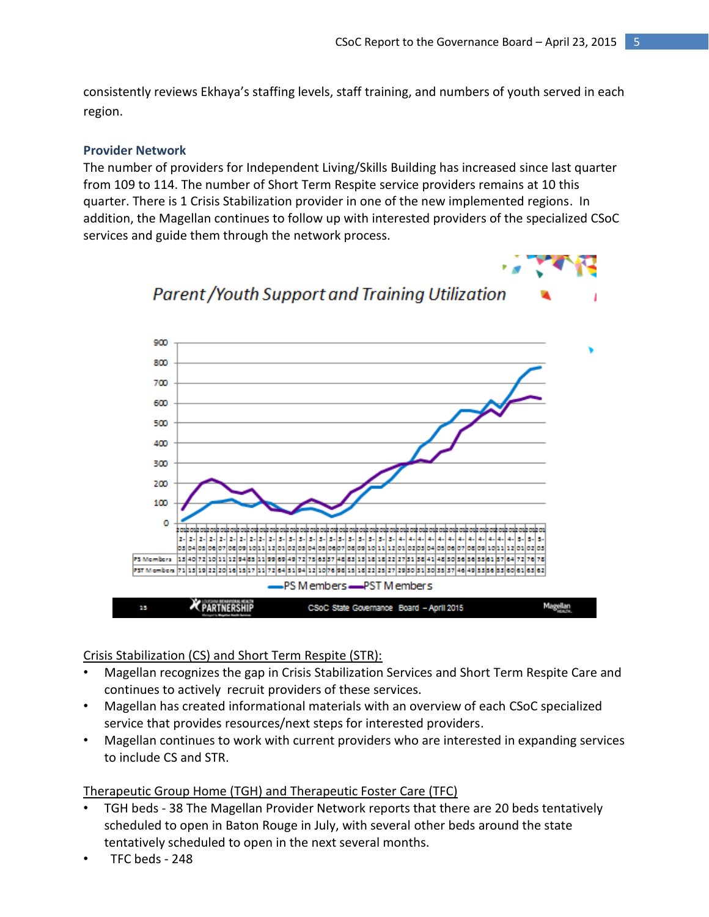consistently reviews Ekhaya's staffing levels, staff training, and numbers of youth served in each region.

### Provider Network

The number of providers for Independent Living/Skills Building has increased since last quarter from 109 to 114. The number of Short Term Respite service providers remains at 10 this quarter. There is 1 Crisis Stabilization provider in one of the new implemented regions. In addition, the Magellan continues to follow up with interested providers of the specialized CSoC services and guide them through the network process.

*Parent /Youth Support and Training Utilization*

Crisis Stabilization (CS) and Short Term Respite (STR):

- Magellan recognizes the gap in Crisis Stabilization Services and Short Term Respite Care and continues to actively recruit providers of these services.
- Magellan has created informational materials with an overview of each CSoC specialized service that provides resources/next steps for interested providers.
- Magellan continues to work with current providers who are interested in expanding services to include CS and STR.

Therapeutic Group Home (TGH) and Therapeutic Foster Care (TFC)

- TGH beds - 38 The Magellan Provider Network reports that there are 20 beds tentatively scheduled to open in Baton Rouge in July, with several other beds around the state tentatively scheduled to open in the next several months.
- TFC beds - 248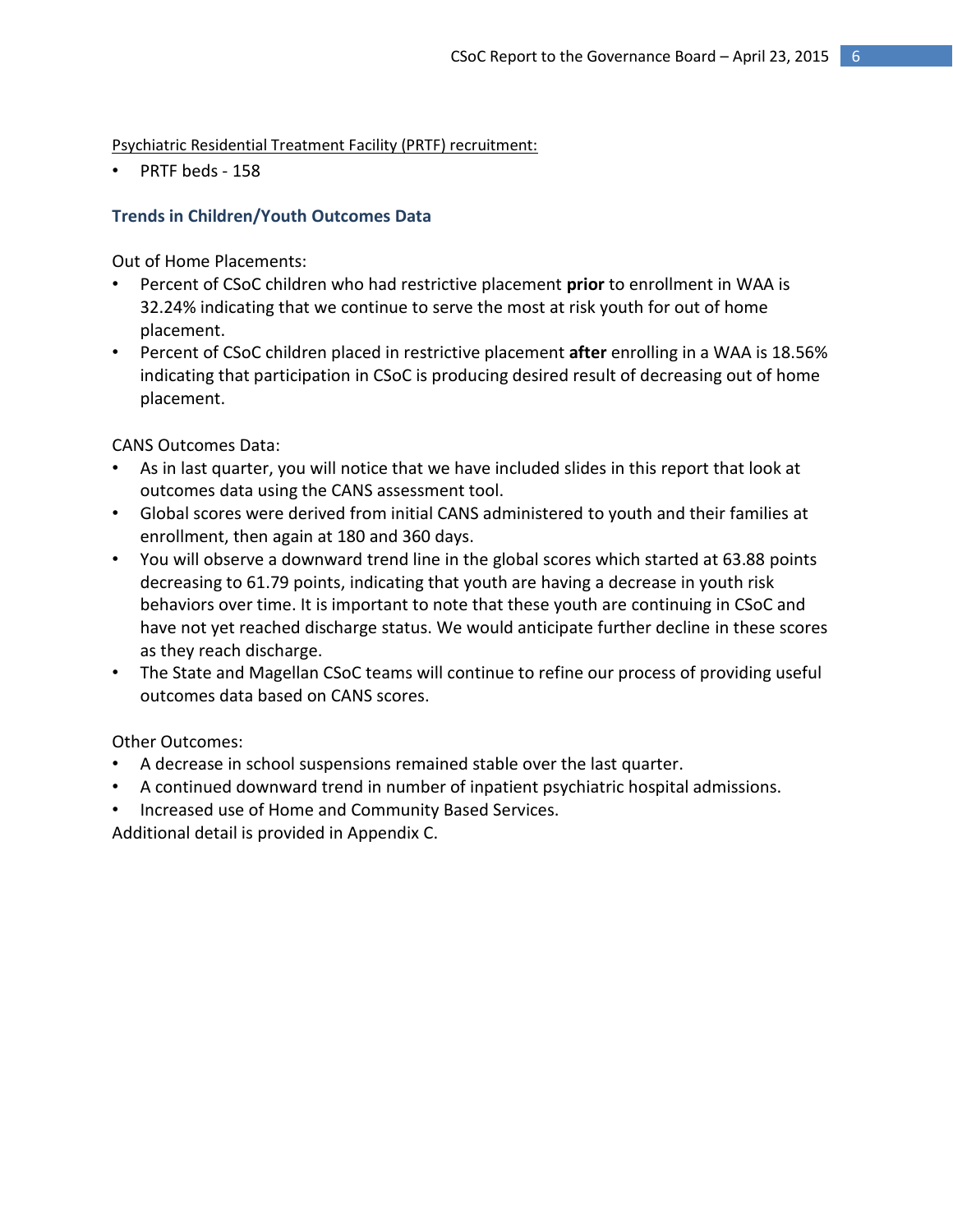Psychiatric Residential Treatment Facility (PRTF) recruitment:

- PRTF beds - 158

### Trends in Children/Youth Outcomes Data

Out of Home Placements:

- Percent of CSoC children who had restrictive placement **prior** to enrollment in WAA is 32.24% indicating that we continue to serve the most at risk youth for out of home placement.
- Percent of CSoC children placed in restrictive placement **after** enrolling in a WAA is 18.56% indicating that participation in CSoC is producing desired result of decreasing out of home placement.

CANS Outcomes Data:

- As in last quarter, you will notice that we have included slides in this report that look at outcomes data using the CANS assessment tool.
- Global scores were derived from initial CANS administered to youth and their families at enrollment, then again at 180 and 360 days.
- You will observe a downward trend line in the global scores which started at 63.88 points decreasing to 61.79 points, indicating that youth are having a decrease in youth risk behaviors over time. It is important to note that these youth are continuing in CSoC and have not yet reached discharge status. We would anticipate further decline in these scores as they reach discharge.
- The State and Magellan CSoC teams will continue to refine our process of providing useful outcomes data based on CANS scores.

Other Outcomes:

- A decrease in school suspensions remained stable over the last quarter.
- A continued downward trend in number of inpatient psychiatric hospital admissions.
- Increased use of Home and Community Based Services.

Additional detail is provided in Appendix C.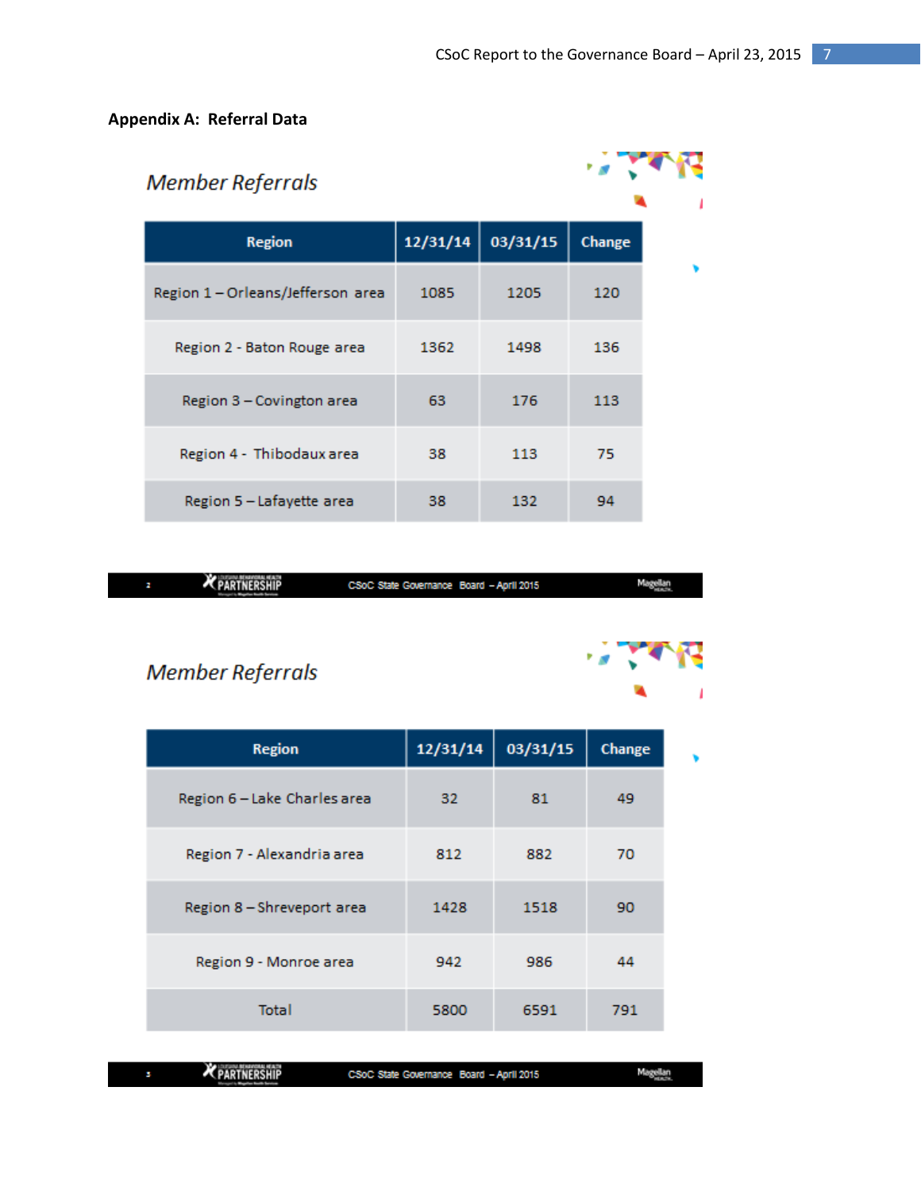## Appendix A: Referral Data

### Member Referrals

| Region | 12/31/14 | 03/31/15 | Change |
|---|---|---|---|
| Region 1 – Orleans/Jefferson area | 1085 | 1205 | 120 |
| Region 2 - Baton Rouge area | 1362 | 1498 | 136 |
| Region 3 – Covington area | 63 | 176 | 113 |
| Region 4 - Thibodaux area | 38 | 113 | 75 |
| Region 5 – Lafayette area | 38 | 132 | 94 |

CSoC State Governance Board – April 2015

### Member Referrals

| Region | 12/31/14 | 03/31/15 | Change |
|---|---|---|---|
| Region 6 – Lake Charles area | 32 | 81 | 49 |
| Region 7 - Alexandria area | 812 | 882 | 70 |
| Region 8 – Shreveport area | 1428 | 1518 | 90 |
| Region 9 - Monroe area | 942 | 986 | 44 |
| Total | 5800 | 6591 | 791 |

CSoC State Governance Board – April 2015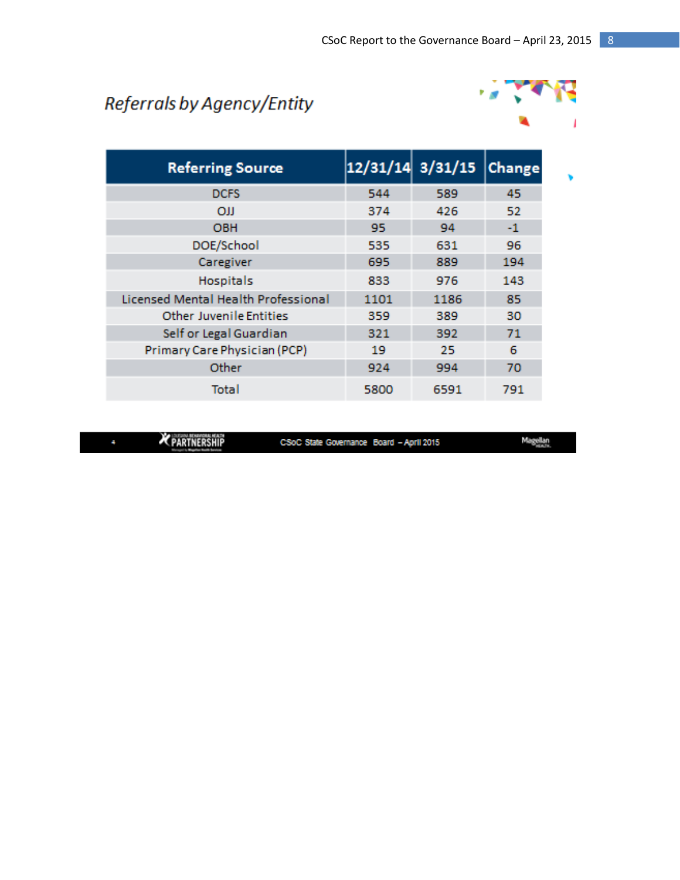## *Referrals by Agency/Entity*

| Referring Source | 12/31/14 | 3/31/15 | Change |
|---|---|---|---|
| DCFS | 544 | 589 | 45 |
| OJJ | 374 | 426 | 52 |
| OBH | 95 | 94 | -1 |
| DOE/School | 535 | 631 | 96 |
| Caregiver | 695 | 889 | 194 |
| Hospitals | 833 | 976 | 143 |
| Licensed Mental Health Professional | 1101 | 1186 | 85 |
| Other Juvenile Entities | 359 | 389 | 30 |
| Self or Legal Guardian | 321 | 392 | 71 |
| Primary Care Physician (PCP) | 19 | 25 | 6 |
| Other | 924 | 994 | 70 |
| Total | 5800 | 6591 | 791 |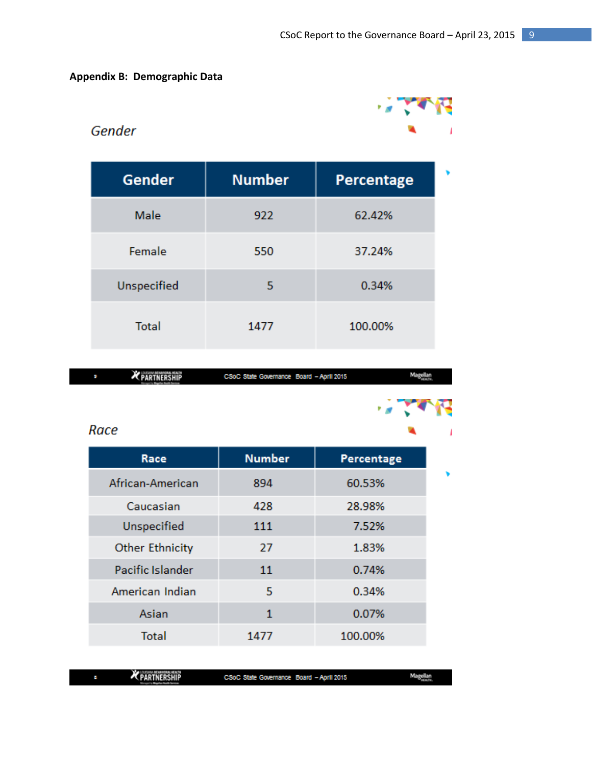**Appendix B: Demographic Data**

*Gender*

| Gender | Number | Percentage |
|---|---|---|
| Male | 922 | 62.42% |
| Female | 550 | 37.24% |
| Unspecified | 5 | 0.34% |
| Total | 1477 | 100.00% |

*Race*

| Race | Number | Percentage |
|---|---|---|
| African-American | 894 | 60.53% |
| Caucasian | 428 | 28.98% |
| Unspecified | 111 | 7.52% |
| Other Ethnicity | 27 | 1.83% |
| Pacific Islander | 11 | 0.74% |
| American Indian | 5 | 0.34% |
| Asian | 1 | 0.07% |
| Total | 1477 | 100.00% |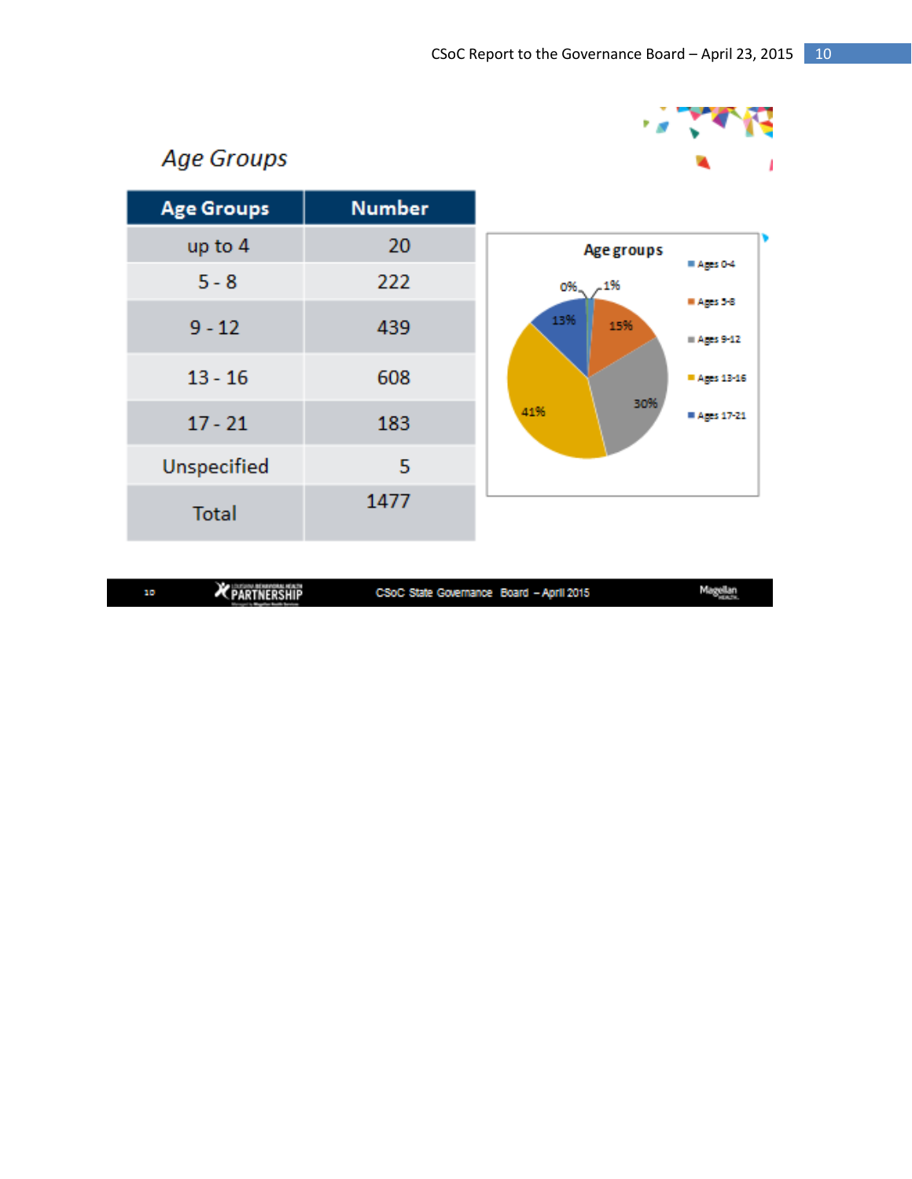## Age Groups

| Age Groups | Number |
| --- | --- |
| up to 4 | 20 |
| 5 - 8 | 222 |
| 9 - 12 | 439 |
| 13 - 16 | 608 |
| 17 - 21 | 183 |
| Unspecified | 5 |
| Total | 1477 |

**Age groups**

- Ages 0-4: 1%
- Ages 5-8: 15%
- Ages 9-12: 30%
- Ages 13-16: 41%
- Ages 17-21: 13%
- 0%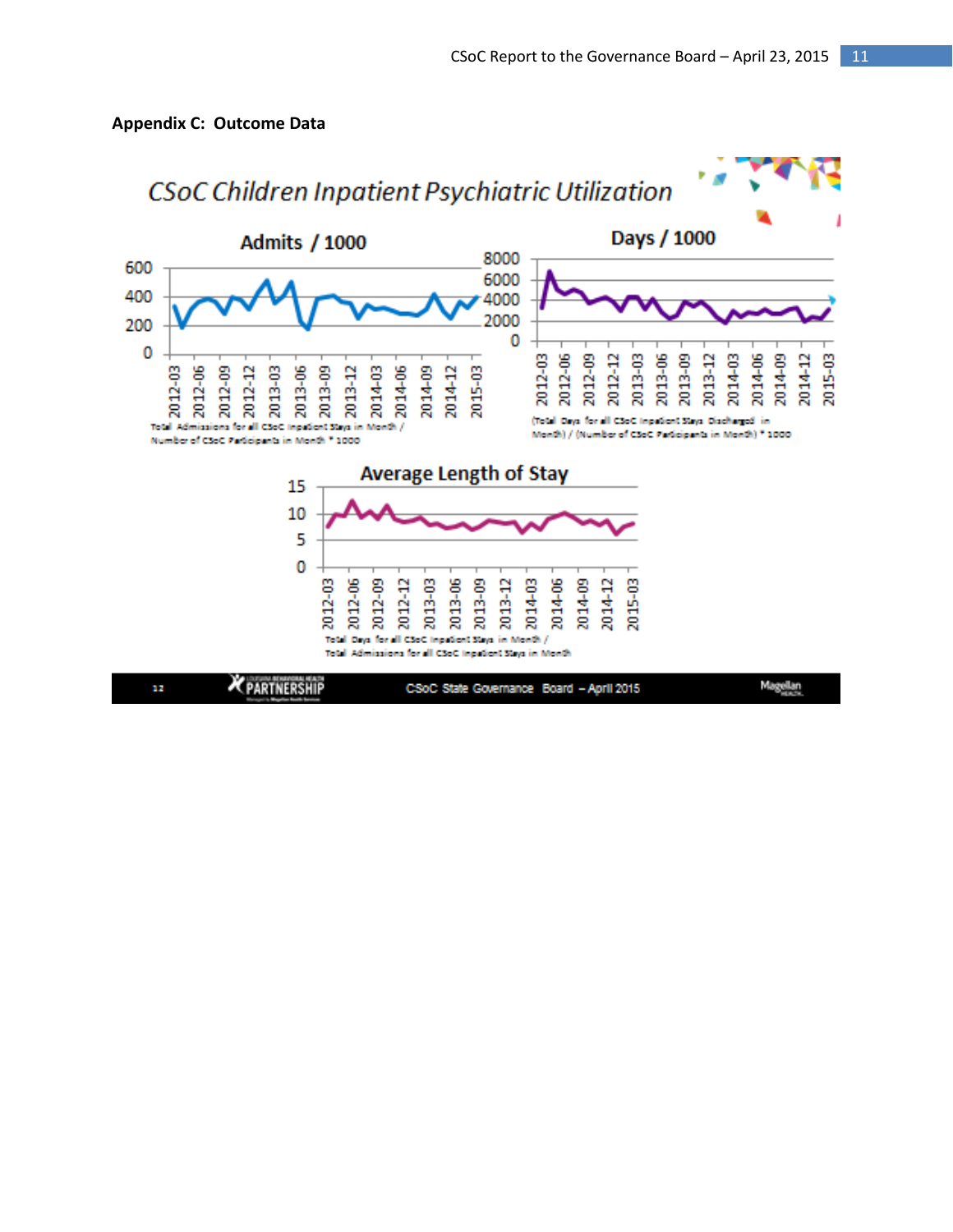**Appendix C: Outcome Data**

*CSoC Children Inpatient Psychiatric Utilization*

**Admits / 1000**

Total Admissions for all CSoC Inpatient Stays in Month / Number of CSoC Participants in Month * 1000

**Days / 1000**

(Total Days for all CSoC Inpatient Stays Discharged in Month) / (Number of CSoC Participants in Month) * 1000

**Average Length of Stay**

Total Days for all CSoC Inpatient Stays in Month / Total Admissions for all CSoC Inpatient Stays in Month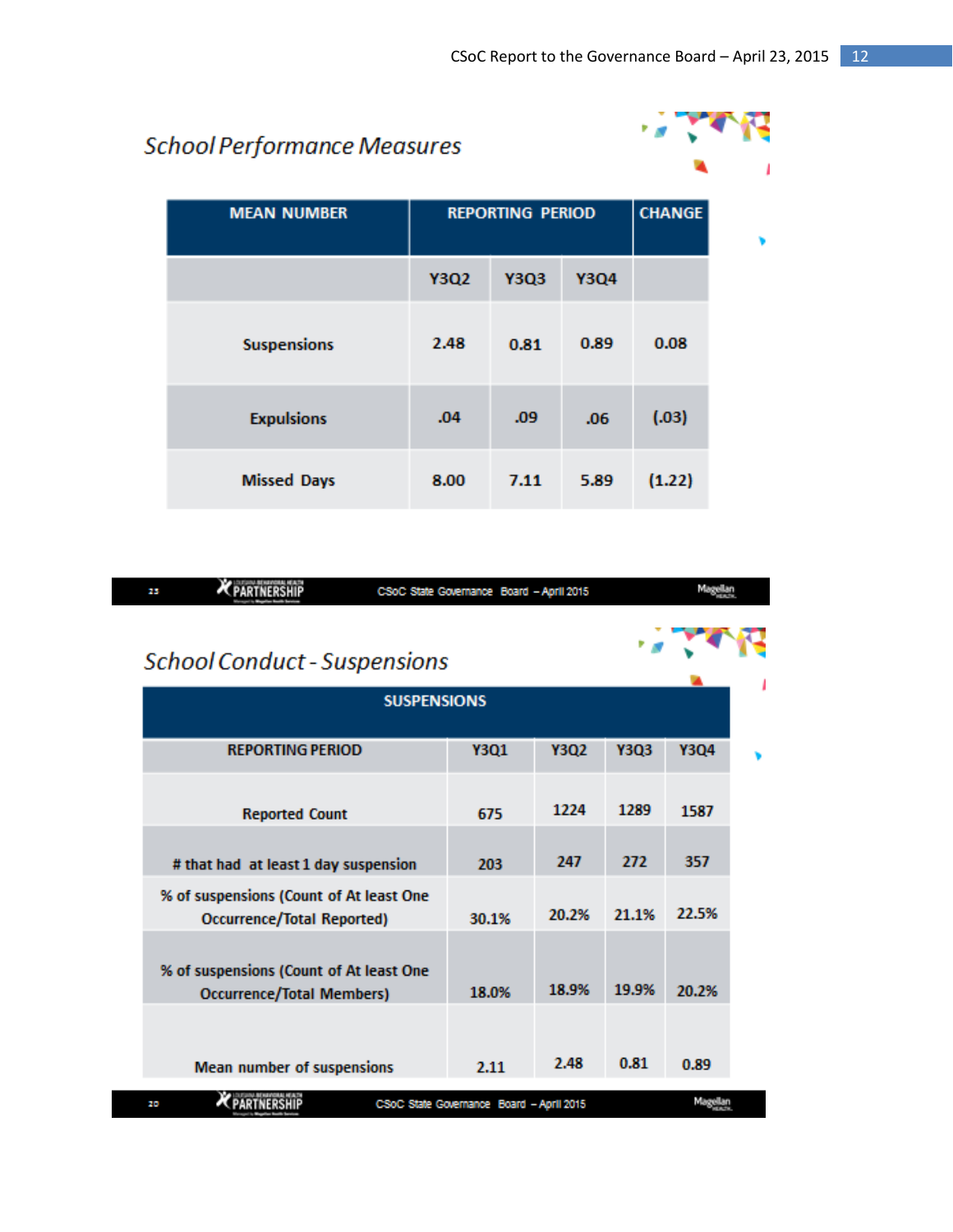## School Performance Measures

| MEAN NUMBER | REPORTING PERIOD | | | CHANGE |
|---|---|---|---|---|
| | Y3Q2 | Y3Q3 | Y3Q4 | |
| Suspensions | 2.48 | 0.81 | 0.89 | 0.08 |
| Expulsions | .04 | .09 | .06 | (.03) |
| Missed Days | 8.00 | 7.11 | 5.89 | (1.22) |

## School Conduct - Suspensions

| SUSPENSIONS | | | | |
|---|---|---|---|---|
| REPORTING PERIOD | Y3Q1 | Y3Q2 | Y3Q3 | Y3Q4 |
| Reported Count | 675 | 1224 | 1289 | 1587 |
| # that had at least 1 day suspension | 203 | 247 | 272 | 357 |
| % of suspensions (Count of At least One Occurrence/Total Reported) | 30.1% | 20.2% | 21.1% | 22.5% |
| % of suspensions (Count of At least One Occurrence/Total Members) | 18.0% | 18.9% | 19.9% | 20.2% |
| Mean number of suspensions | 2.11 | 2.48 | 0.81 | 0.89 |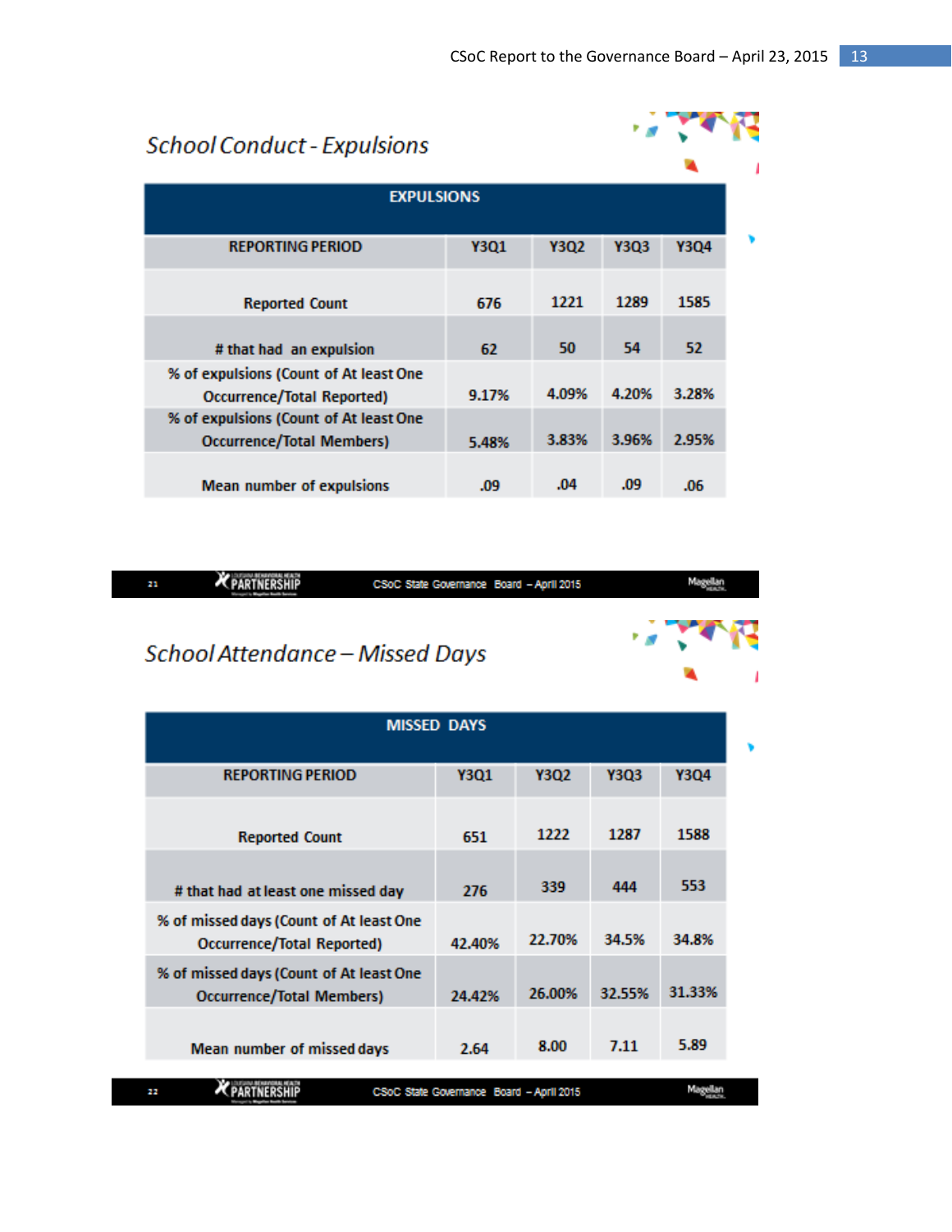## School Conduct - Expulsions

| EXPULSIONS | | | | |
|---|---|---|---|---|
| REPORTING PERIOD | Y3Q1 | Y3Q2 | Y3Q3 | Y3Q4 |
| Reported Count | 676 | 1221 | 1289 | 1585 |
| # that had an expulsion | 62 | 50 | 54 | 52 |
| % of expulsions (Count of At least One Occurrence/Total Reported) | 9.17% | 4.09% | 4.20% | 3.28% |
| % of expulsions (Count of At least One Occurrence/Total Members) | 5.48% | 3.83% | 3.96% | 2.95% |
| Mean number of expulsions | .09 | .04 | .09 | .06 |

## School Attendance – Missed Days

| MISSED DAYS | | | | |
|---|---|---|---|---|
| REPORTING PERIOD | Y3Q1 | Y3Q2 | Y3Q3 | Y3Q4 |
| Reported Count | 651 | 1222 | 1287 | 1588 |
| # that had at least one missed day | 276 | 339 | 444 | 553 |
| % of missed days (Count of At least One Occurrence/Total Reported) | 42.40% | 22.70% | 34.5% | 34.8% |
| % of missed days (Count of At least One Occurrence/Total Members) | 24.42% | 26.00% | 32.55% | 31.33% |
| Mean number of missed days | 2.64 | 8.00 | 7.11 | 5.89 |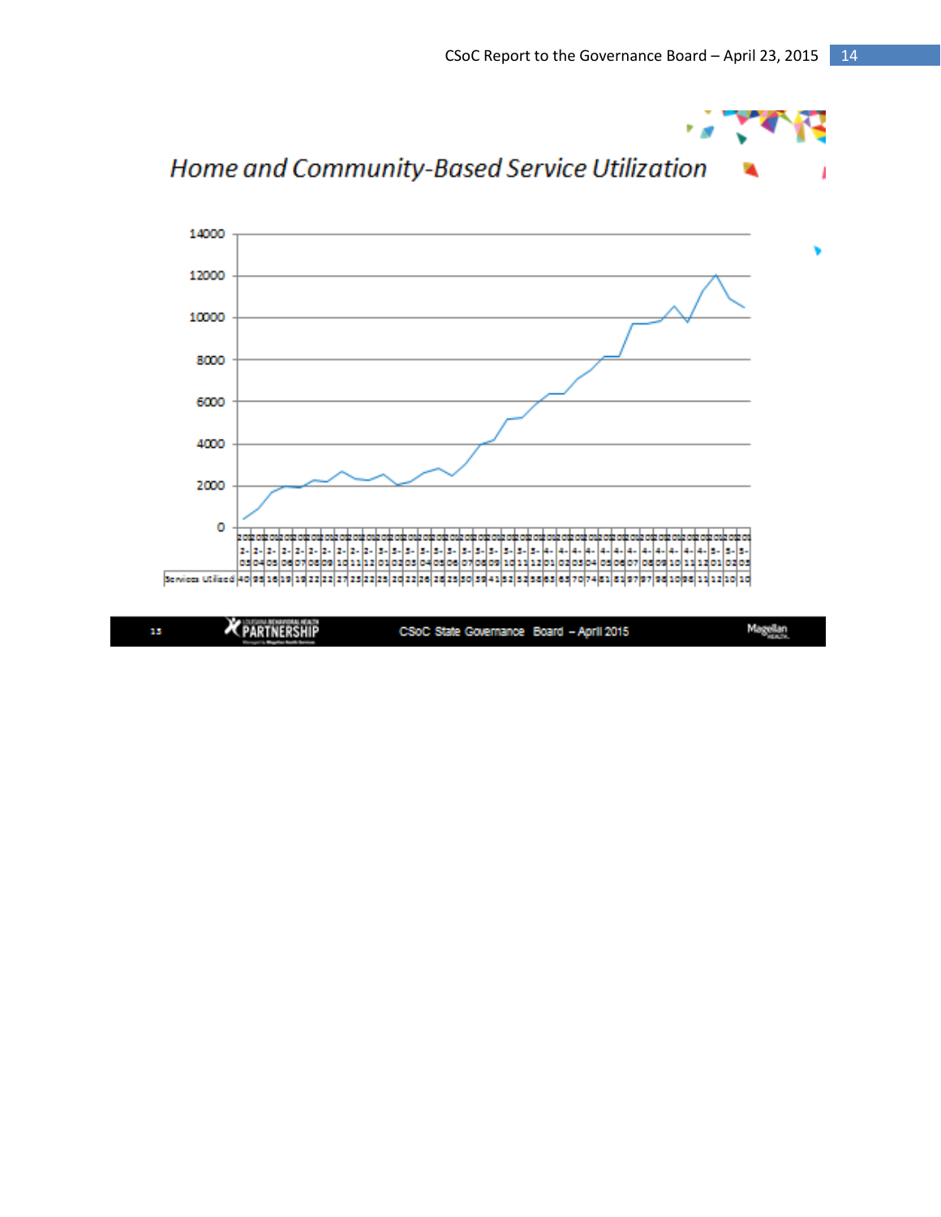## Home and Community-Based Service Utilization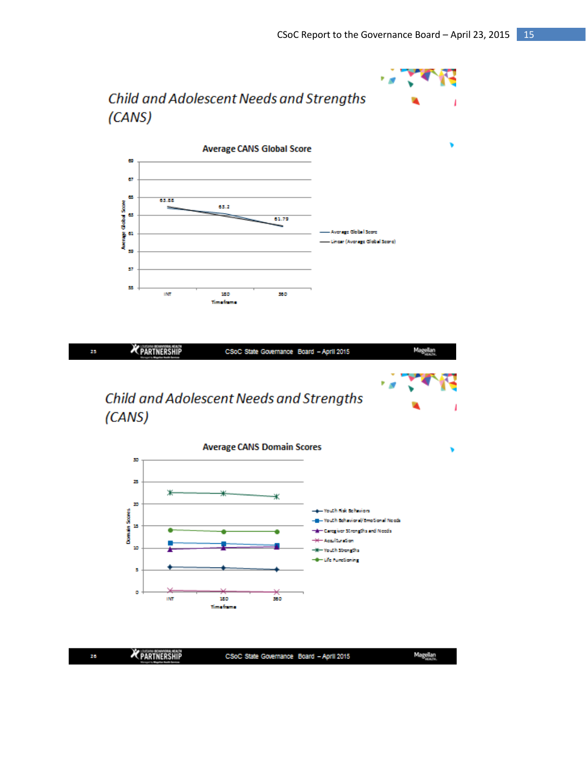## Child and Adolescent Needs and Strengths (CANS)

Average CANS Global Score

Average Global Score

69
67
65
63
61
59
57
55

63.58
63.2
61.79

INT
180
360

Timeframe

Average Global Score
Linear (Average Global Score)

CSoC State Governance Board – April 2015

## Child and Adolescent Needs and Strengths (CANS)

Average CANS Domain Scores

Domain Scores

30
25
20
15
10
5
0

INT
180
360

Timeframe

Youth Risk Behaviors
Youth Behavioral/Emotional Needs
Caregiver Strengths and Needs
Acculturation
Youth Strengths
Life Functioning

CSoC State Governance Board – April 2015